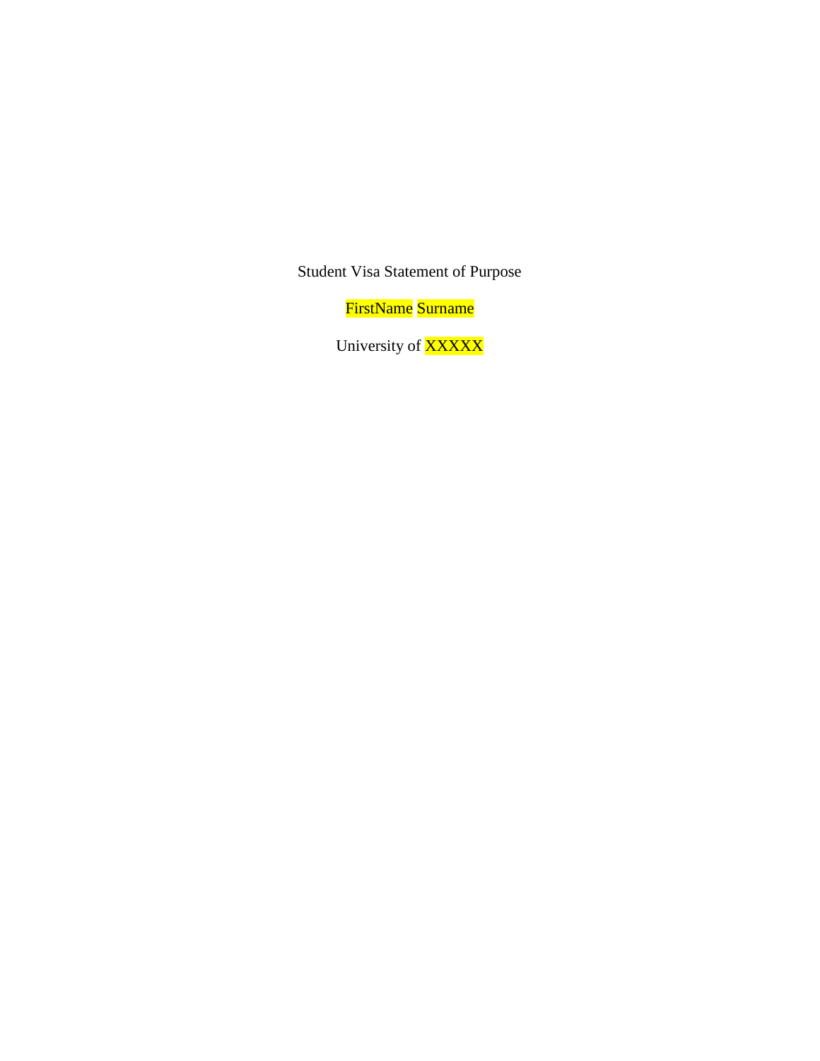# Student Visa Statement of Purpose

FirstName Surname

University of XXXXX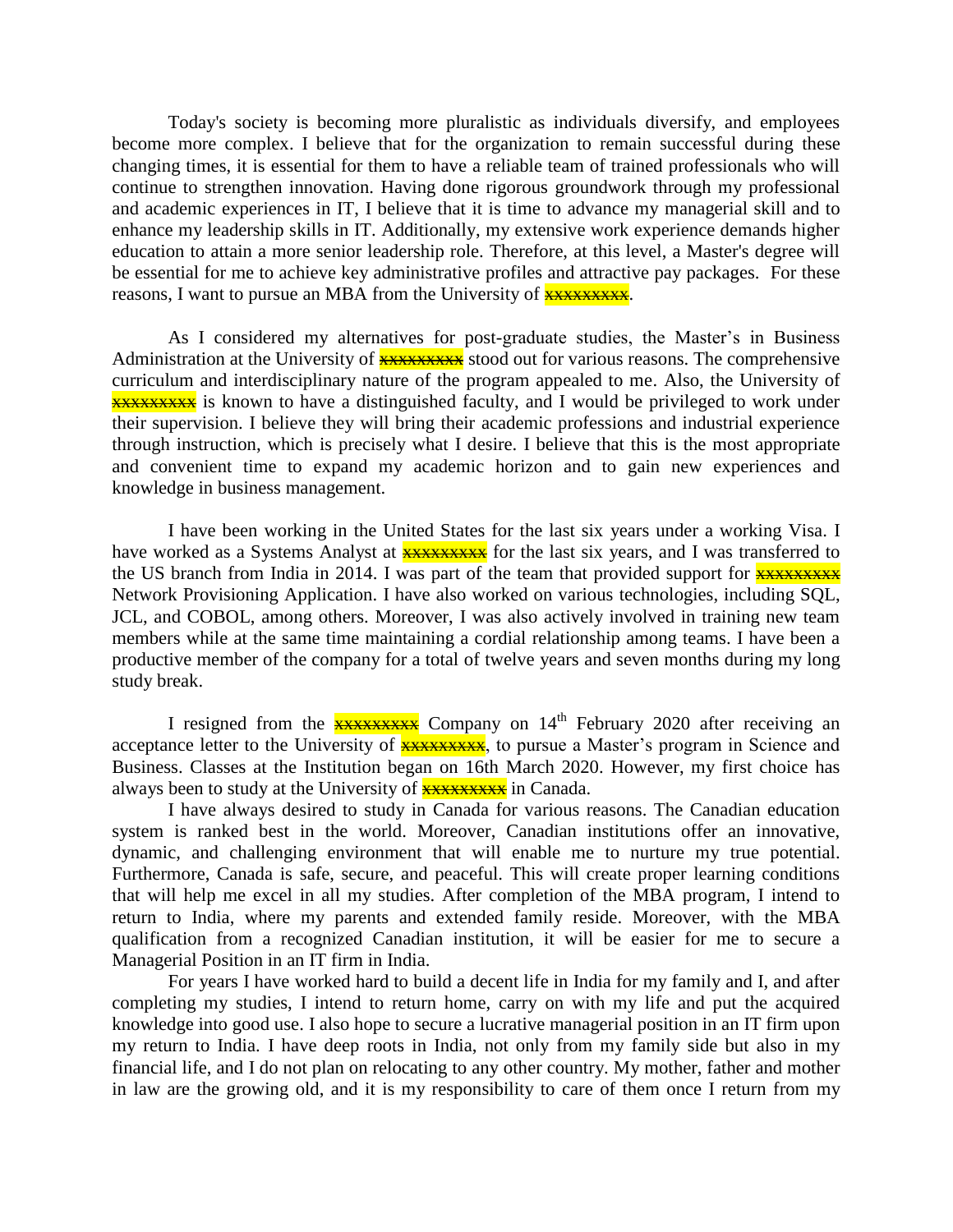Today's society is becoming more pluralistic as individuals diversify, and employees become more complex. I believe that for the organization to remain successful during these changing times, it is essential for them to have a reliable team of trained professionals who will continue to strengthen innovation. Having done rigorous groundwork through my professional and academic experiences in IT, I believe that it is time to advance my managerial skill and to enhance my leadership skills in IT. Additionally, my extensive work experience demands higher education to attain a more senior leadership role. Therefore, at this level, a Master's degree will be essential for me to achieve key administrative profiles and attractive pay packages. For these reasons, I want to pursue an MBA from the University of xxxxxxxxx.

As I considered my alternatives for post-graduate studies, the Master's in Business Administration at the University of xxxxxxxxx stood out for various reasons. The comprehensive curriculum and interdisciplinary nature of the program appealed to me. Also, the University of xxxxxxxxx is known to have a distinguished faculty, and I would be privileged to work under their supervision. I believe they will bring their academic professions and industrial experience through instruction, which is precisely what I desire. I believe that this is the most appropriate and convenient time to expand my academic horizon and to gain new experiences and knowledge in business management.

I have been working in the United States for the last six years under a working Visa. I have worked as a Systems Analyst at xxxxxxxxx for the last six years, and I was transferred to the US branch from India in 2014. I was part of the team that provided support for xxxxxxxxx Network Provisioning Application. I have also worked on various technologies, including SQL, JCL, and COBOL, among others. Moreover, I was also actively involved in training new team members while at the same time maintaining a cordial relationship among teams. I have been a productive member of the company for a total of twelve years and seven months during my long study break.

I resigned from the xxxxxxxxx Company on 14th February 2020 after receiving an acceptance letter to the University of xxxxxxxxx, to pursue a Master's program in Science and Business. Classes at the Institution began on 16th March 2020. However, my first choice has always been to study at the University of xxxxxxxxx in Canada.

I have always desired to study in Canada for various reasons. The Canadian education system is ranked best in the world. Moreover, Canadian institutions offer an innovative, dynamic, and challenging environment that will enable me to nurture my true potential. Furthermore, Canada is safe, secure, and peaceful. This will create proper learning conditions that will help me excel in all my studies. After completion of the MBA program, I intend to return to India, where my parents and extended family reside. Moreover, with the MBA qualification from a recognized Canadian institution, it will be easier for me to secure a Managerial Position in an IT firm in India.

For years I have worked hard to build a decent life in India for my family and I, and after completing my studies, I intend to return home, carry on with my life and put the acquired knowledge into good use. I also hope to secure a lucrative managerial position in an IT firm upon my return to India. I have deep roots in India, not only from my family side but also in my financial life, and I do not plan on relocating to any other country. My mother, father and mother in law are the growing old, and it is my responsibility to care of them once I return from my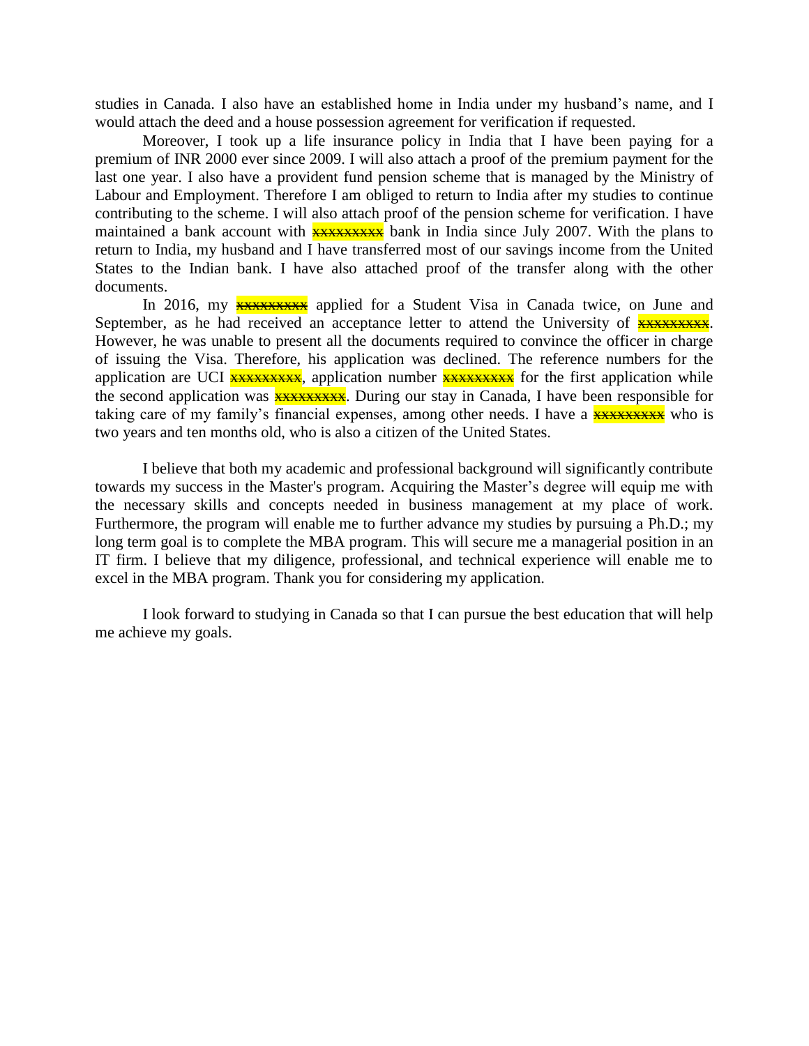studies in Canada. I also have an established home in India under my husband's name, and I would attach the deed and a house possession agreement for verification if requested.

Moreover, I took up a life insurance policy in India that I have been paying for a premium of INR 2000 ever since 2009. I will also attach a proof of the premium payment for the last one year. I also have a provident fund pension scheme that is managed by the Ministry of Labour and Employment. Therefore I am obliged to return to India after my studies to continue contributing to the scheme. I will also attach proof of the pension scheme for verification. I have maintained a bank account with xxxxxxxxx bank in India since July 2007. With the plans to return to India, my husband and I have transferred most of our savings income from the United States to the Indian bank. I have also attached proof of the transfer along with the other documents.

In 2016, my xxxxxxxxx applied for a Student Visa in Canada twice, on June and September, as he had received an acceptance letter to attend the University of xxxxxxxxx. However, he was unable to present all the documents required to convince the officer in charge of issuing the Visa. Therefore, his application was declined. The reference numbers for the application are UCI xxxxxxxxx, application number xxxxxxxxx for the first application while the second application was xxxxxxxxx. During our stay in Canada, I have been responsible for taking care of my family's financial expenses, among other needs. I have a xxxxxxxxx who is two years and ten months old, who is also a citizen of the United States.

I believe that both my academic and professional background will significantly contribute towards my success in the Master's program. Acquiring the Master's degree will equip me with the necessary skills and concepts needed in business management at my place of work. Furthermore, the program will enable me to further advance my studies by pursuing a Ph.D.; my long term goal is to complete the MBA program. This will secure me a managerial position in an IT firm. I believe that my diligence, professional, and technical experience will enable me to excel in the MBA program. Thank you for considering my application.

I look forward to studying in Canada so that I can pursue the best education that will help me achieve my goals.